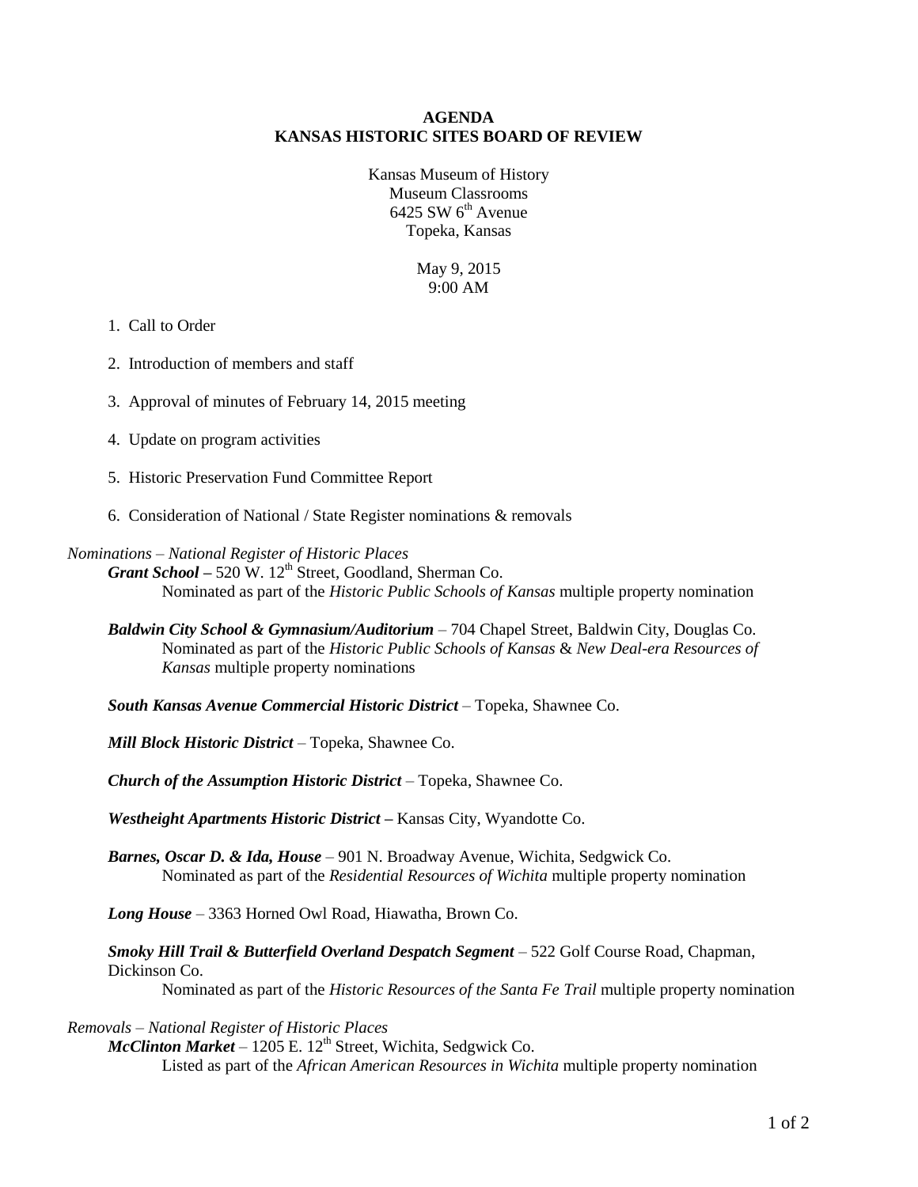**AGENDA**
**KANSAS HISTORIC SITES BOARD OF REVIEW**

Kansas Museum of History
Museum Classrooms
6425 SW 6th Avenue
Topeka, Kansas

May 9, 2015
9:00 AM

1. Call to Order
2. Introduction of members and staff
3. Approval of minutes of February 14, 2015 meeting
4. Update on program activities
5. Historic Preservation Fund Committee Report
6. Consideration of National / State Register nominations & removals

*Nominations – National Register of Historic Places*

***Grant School*** **–** 520 W. 12th Street, Goodland, Sherman Co.
Nominated as part of the *Historic Public Schools of Kansas* multiple property nomination

***Baldwin City School & Gymnasium/Auditorium*** – 704 Chapel Street, Baldwin City, Douglas Co.
Nominated as part of the *Historic Public Schools of Kansas* & *New Deal-era Resources of Kansas* multiple property nominations

***South Kansas Avenue Commercial Historic District*** – Topeka, Shawnee Co.

***Mill Block Historic District*** – Topeka, Shawnee Co.

***Church of the Assumption Historic District*** – Topeka, Shawnee Co.

***Westheight Apartments Historic District*** **–** Kansas City, Wyandotte Co.

***Barnes, Oscar D. & Ida, House*** – 901 N. Broadway Avenue, Wichita, Sedgwick Co.
Nominated as part of the *Residential Resources of Wichita* multiple property nomination

***Long House*** – 3363 Horned Owl Road, Hiawatha, Brown Co.

***Smoky Hill Trail & Butterfield Overland Despatch Segment*** – 522 Golf Course Road, Chapman, Dickinson Co.
Nominated as part of the *Historic Resources of the Santa Fe Trail* multiple property nomination

*Removals – National Register of Historic Places*

***McClinton Market*** – 1205 E. 12th Street, Wichita, Sedgwick Co.
Listed as part of the *African American Resources in Wichita* multiple property nomination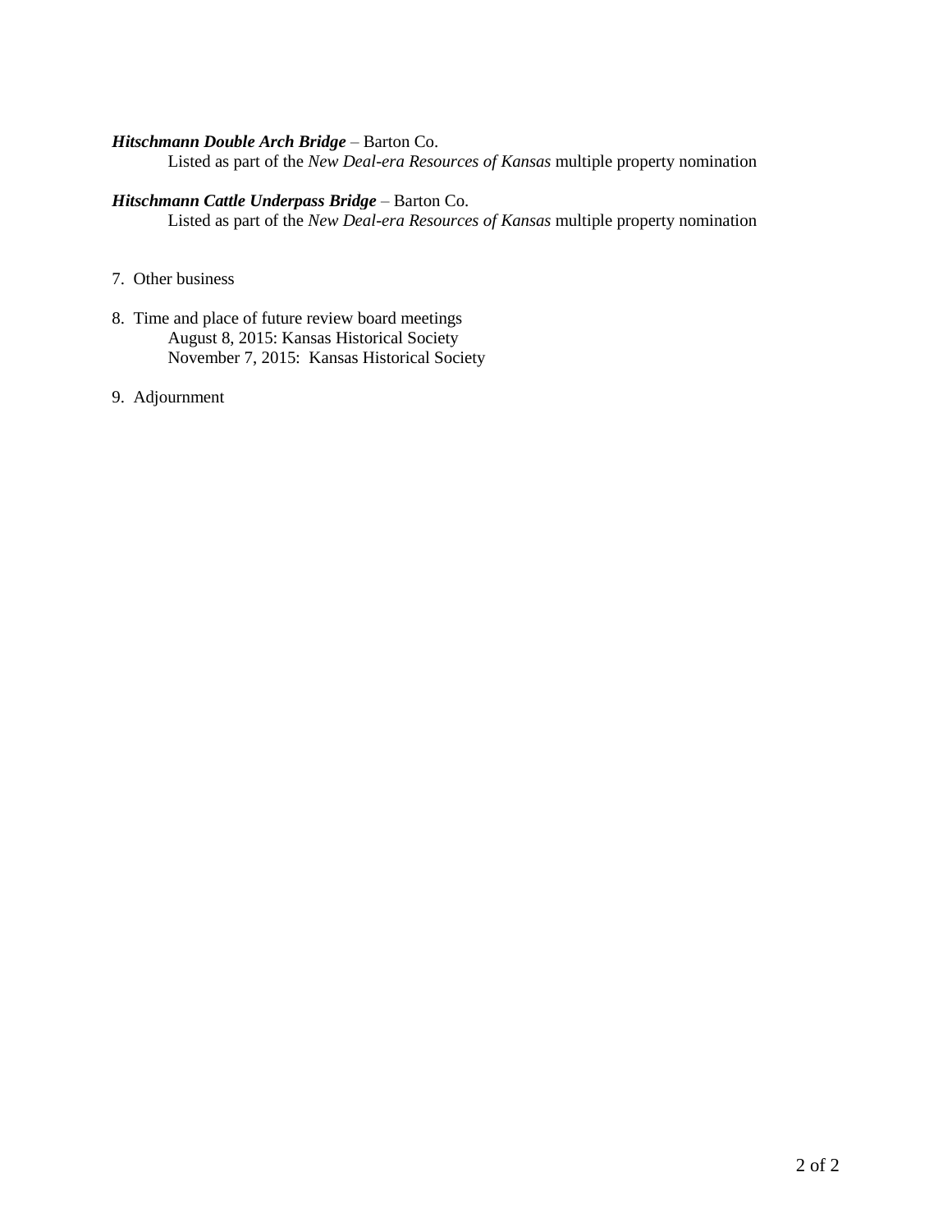***Hitschmann Double Arch Bridge*** – Barton Co.
Listed as part of the *New Deal-era Resources of Kansas* multiple property nomination

***Hitschmann Cattle Underpass Bridge*** – Barton Co.
Listed as part of the *New Deal-era Resources of Kansas* multiple property nomination

7. Other business

8. Time and place of future review board meetings
   August 8, 2015: Kansas Historical Society
   November 7, 2015: Kansas Historical Society

9. Adjournment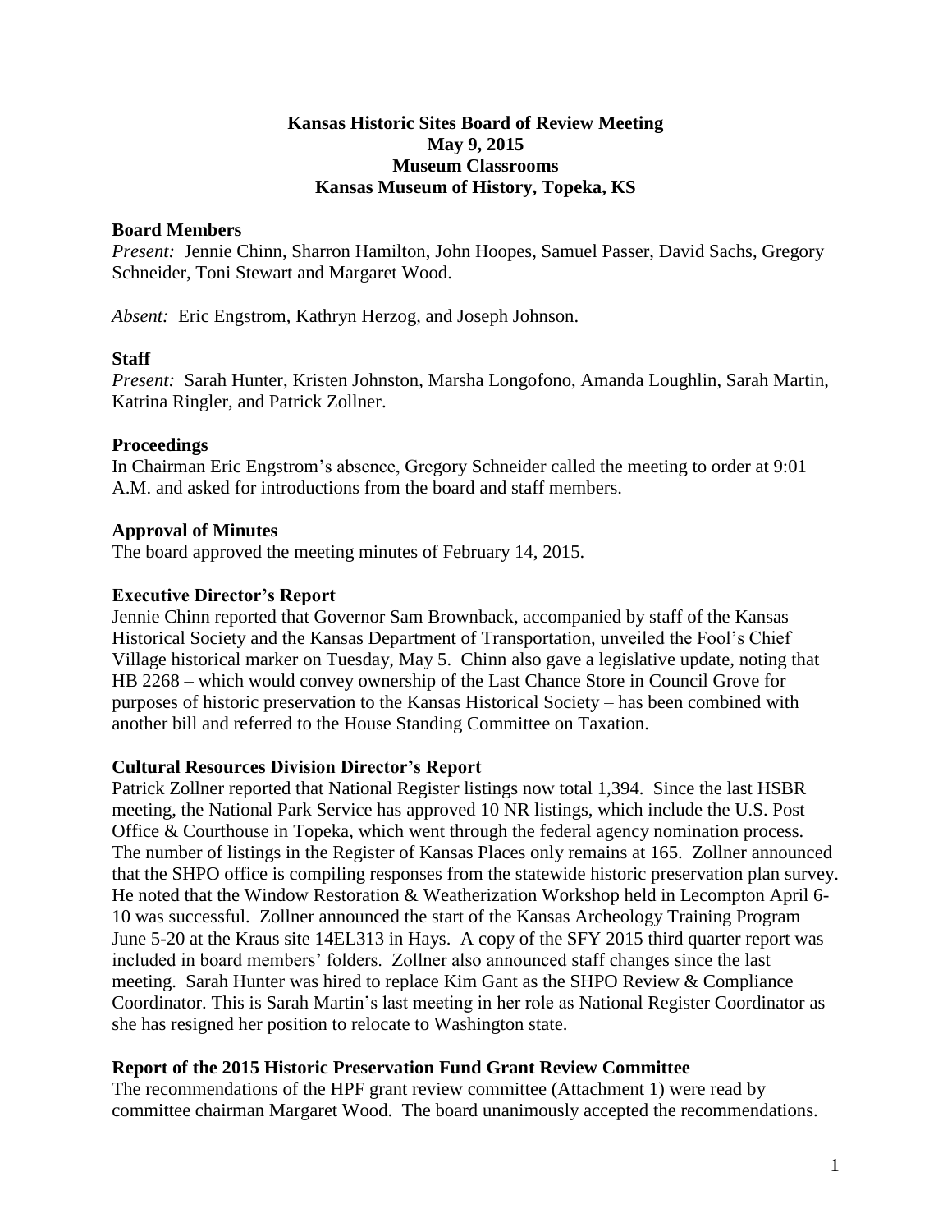**Kansas Historic Sites Board of Review Meeting**
**May 9, 2015**
**Museum Classrooms**
**Kansas Museum of History, Topeka, KS**

**Board Members**

*Present:* Jennie Chinn, Sharron Hamilton, John Hoopes, Samuel Passer, David Sachs, Gregory Schneider, Toni Stewart and Margaret Wood.

*Absent:* Eric Engstrom, Kathryn Herzog, and Joseph Johnson.

**Staff**

*Present:* Sarah Hunter, Kristen Johnston, Marsha Longofono, Amanda Loughlin, Sarah Martin, Katrina Ringler, and Patrick Zollner.

**Proceedings**

In Chairman Eric Engstrom's absence, Gregory Schneider called the meeting to order at 9:01 A.M. and asked for introductions from the board and staff members.

**Approval of Minutes**

The board approved the meeting minutes of February 14, 2015.

**Executive Director's Report**

Jennie Chinn reported that Governor Sam Brownback, accompanied by staff of the Kansas Historical Society and the Kansas Department of Transportation, unveiled the Fool's Chief Village historical marker on Tuesday, May 5. Chinn also gave a legislative update, noting that HB 2268 – which would convey ownership of the Last Chance Store in Council Grove for purposes of historic preservation to the Kansas Historical Society – has been combined with another bill and referred to the House Standing Committee on Taxation.

**Cultural Resources Division Director's Report**

Patrick Zollner reported that National Register listings now total 1,394. Since the last HSBR meeting, the National Park Service has approved 10 NR listings, which include the U.S. Post Office & Courthouse in Topeka, which went through the federal agency nomination process. The number of listings in the Register of Kansas Places only remains at 165. Zollner announced that the SHPO office is compiling responses from the statewide historic preservation plan survey. He noted that the Window Restoration & Weatherization Workshop held in Lecompton April 6-10 was successful. Zollner announced the start of the Kansas Archeology Training Program June 5-20 at the Kraus site 14EL313 in Hays. A copy of the SFY 2015 third quarter report was included in board members' folders. Zollner also announced staff changes since the last meeting. Sarah Hunter was hired to replace Kim Gant as the SHPO Review & Compliance Coordinator. This is Sarah Martin's last meeting in her role as National Register Coordinator as she has resigned her position to relocate to Washington state.

**Report of the 2015 Historic Preservation Fund Grant Review Committee**

The recommendations of the HPF grant review committee (Attachment 1) were read by committee chairman Margaret Wood. The board unanimously accepted the recommendations.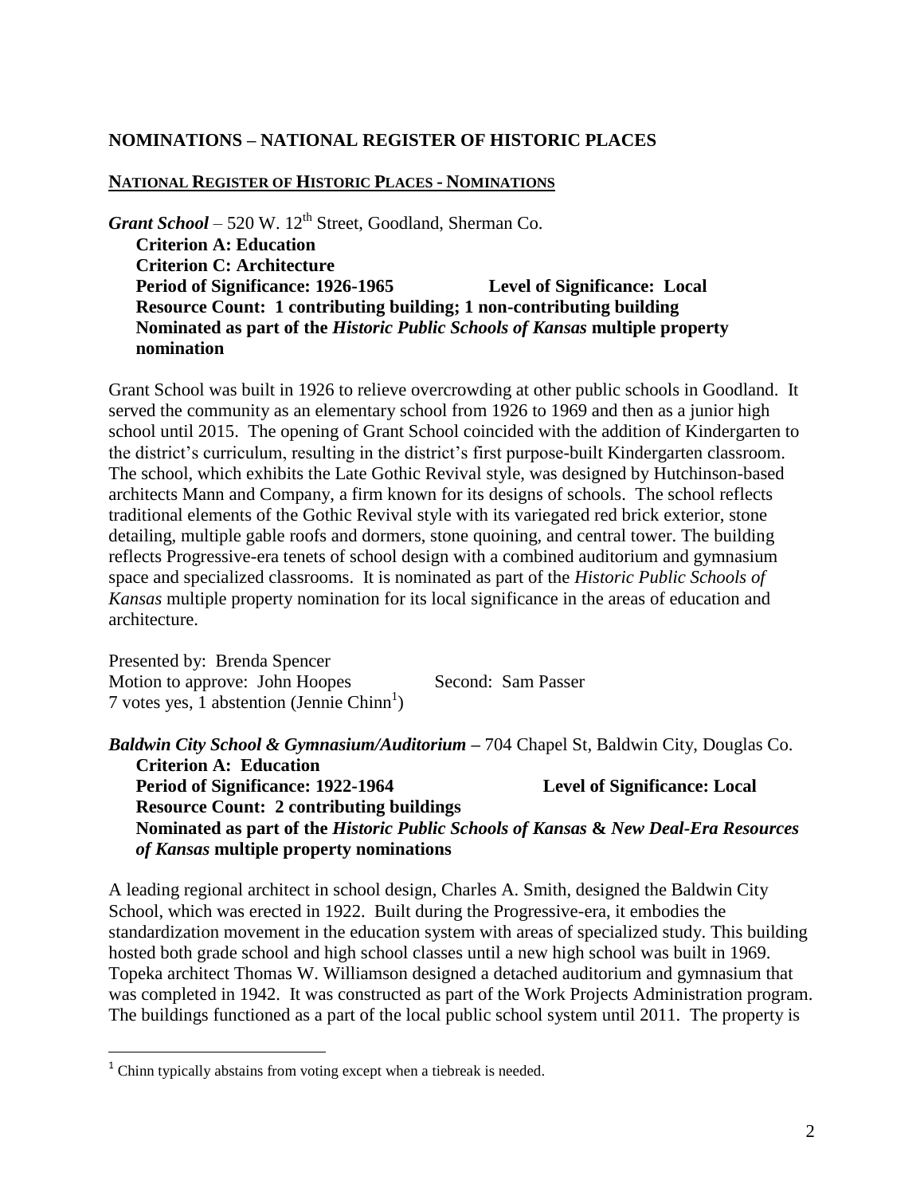## NOMINATIONS – NATIONAL REGISTER OF HISTORIC PLACES

**NATIONAL REGISTER OF HISTORIC PLACES - NOMINATIONS**

***Grant School*** – 520 W. 12th Street, Goodland, Sherman Co.

**Criterion A: Education**
**Criterion C: Architecture**
**Period of Significance: 1926-1965 Level of Significance: Local**
**Resource Count: 1 contributing building; 1 non-contributing building**
**Nominated as part of the *Historic Public Schools of Kansas* multiple property nomination**

Grant School was built in 1926 to relieve overcrowding at other public schools in Goodland. It served the community as an elementary school from 1926 to 1969 and then as a junior high school until 2015. The opening of Grant School coincided with the addition of Kindergarten to the district's curriculum, resulting in the district's first purpose-built Kindergarten classroom. The school, which exhibits the Late Gothic Revival style, was designed by Hutchinson-based architects Mann and Company, a firm known for its designs of schools. The school reflects traditional elements of the Gothic Revival style with its variegated red brick exterior, stone detailing, multiple gable roofs and dormers, stone quoining, and central tower. The building reflects Progressive-era tenets of school design with a combined auditorium and gymnasium space and specialized classrooms. It is nominated as part of the *Historic Public Schools of Kansas* multiple property nomination for its local significance in the areas of education and architecture.

Presented by: Brenda Spencer
Motion to approve: John Hoopes Second: Sam Passer
7 votes yes, 1 abstention (Jennie Chinn[1])

***Baldwin City School & Gymnasium/Auditorium*** – 704 Chapel St, Baldwin City, Douglas Co.

**Criterion A: Education**
**Period of Significance: 1922-1964 Level of Significance: Local**
**Resource Count: 2 contributing buildings**
**Nominated as part of the *Historic Public Schools of Kansas* & *New Deal-Era Resources of Kansas* multiple property nominations**

A leading regional architect in school design, Charles A. Smith, designed the Baldwin City School, which was erected in 1922. Built during the Progressive-era, it embodies the standardization movement in the education system with areas of specialized study. This building hosted both grade school and high school classes until a new high school was built in 1969. Topeka architect Thomas W. Williamson designed a detached auditorium and gymnasium that was completed in 1942. It was constructed as part of the Work Projects Administration program. The buildings functioned as a part of the local public school system until 2011. The property is

[1] Chinn typically abstains from voting except when a tiebreak is needed.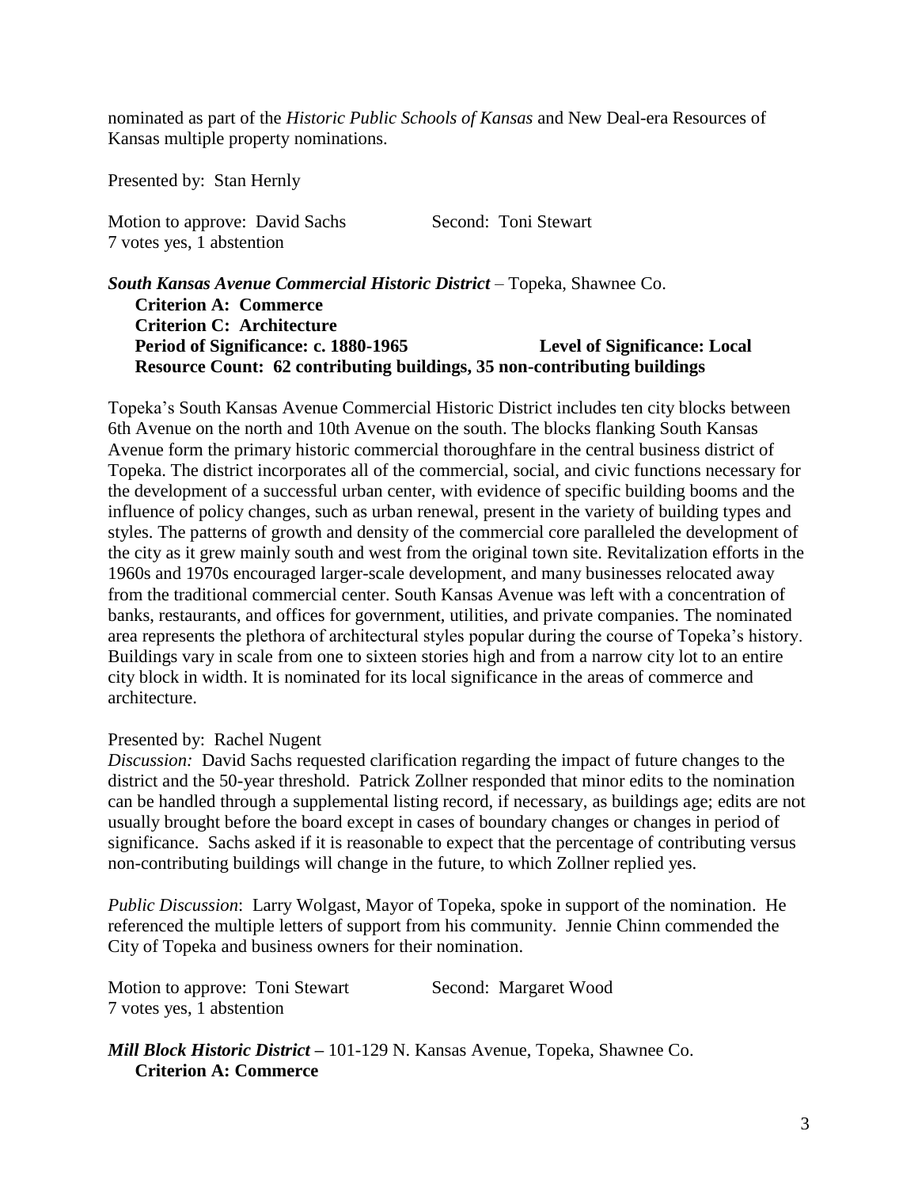nominated as part of the *Historic Public Schools of Kansas* and New Deal-era Resources of Kansas multiple property nominations.

Presented by: Stan Hernly

Motion to approve: David Sachs Second: Toni Stewart
7 votes yes, 1 abstention

***South Kansas Avenue Commercial Historic District*** – Topeka, Shawnee Co.

**Criterion A: Commerce**
**Criterion C: Architecture**
**Period of Significance: c. 1880-1965 Level of Significance: Local**
**Resource Count: 62 contributing buildings, 35 non-contributing buildings**

Topeka's South Kansas Avenue Commercial Historic District includes ten city blocks between 6th Avenue on the north and 10th Avenue on the south. The blocks flanking South Kansas Avenue form the primary historic commercial thoroughfare in the central business district of Topeka. The district incorporates all of the commercial, social, and civic functions necessary for the development of a successful urban center, with evidence of specific building booms and the influence of policy changes, such as urban renewal, present in the variety of building types and styles. The patterns of growth and density of the commercial core paralleled the development of the city as it grew mainly south and west from the original town site. Revitalization efforts in the 1960s and 1970s encouraged larger-scale development, and many businesses relocated away from the traditional commercial center. South Kansas Avenue was left with a concentration of banks, restaurants, and offices for government, utilities, and private companies. The nominated area represents the plethora of architectural styles popular during the course of Topeka's history. Buildings vary in scale from one to sixteen stories high and from a narrow city lot to an entire city block in width. It is nominated for its local significance in the areas of commerce and architecture.

Presented by: Rachel Nugent

*Discussion:* David Sachs requested clarification regarding the impact of future changes to the district and the 50-year threshold. Patrick Zollner responded that minor edits to the nomination can be handled through a supplemental listing record, if necessary, as buildings age; edits are not usually brought before the board except in cases of boundary changes or changes in period of significance. Sachs asked if it is reasonable to expect that the percentage of contributing versus non-contributing buildings will change in the future, to which Zollner replied yes.

*Public Discussion*: Larry Wolgast, Mayor of Topeka, spoke in support of the nomination. He referenced the multiple letters of support from his community. Jennie Chinn commended the City of Topeka and business owners for their nomination.

Motion to approve: Toni Stewart Second: Margaret Wood
7 votes yes, 1 abstention

***Mill Block Historic District*** – 101-129 N. Kansas Avenue, Topeka, Shawnee Co.

**Criterion A: Commerce**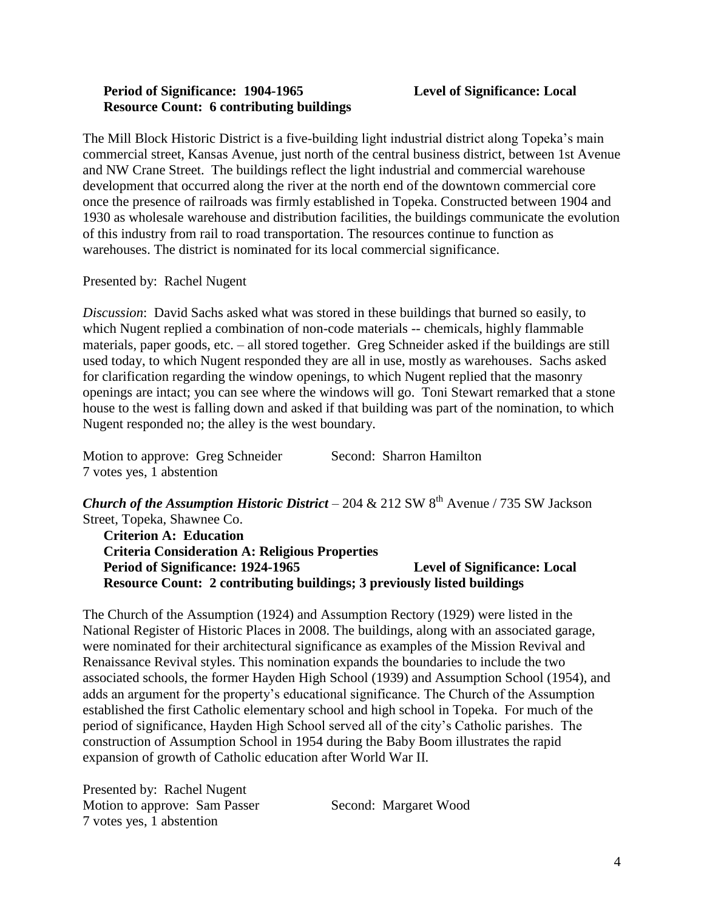**Period of Significance: 1904-1965** **Level of Significance: Local**
**Resource Count: 6 contributing buildings**

The Mill Block Historic District is a five-building light industrial district along Topeka's main commercial street, Kansas Avenue, just north of the central business district, between 1st Avenue and NW Crane Street. The buildings reflect the light industrial and commercial warehouse development that occurred along the river at the north end of the downtown commercial core once the presence of railroads was firmly established in Topeka. Constructed between 1904 and 1930 as wholesale warehouse and distribution facilities, the buildings communicate the evolution of this industry from rail to road transportation. The resources continue to function as warehouses. The district is nominated for its local commercial significance.

Presented by: Rachel Nugent

*Discussion*: David Sachs asked what was stored in these buildings that burned so easily, to which Nugent replied a combination of non-code materials -- chemicals, highly flammable materials, paper goods, etc. – all stored together. Greg Schneider asked if the buildings are still used today, to which Nugent responded they are all in use, mostly as warehouses. Sachs asked for clarification regarding the window openings, to which Nugent replied that the masonry openings are intact; you can see where the windows will go. Toni Stewart remarked that a stone house to the west is falling down and asked if that building was part of the nomination, to which Nugent responded no; the alley is the west boundary.

Motion to approve: Greg Schneider Second: Sharron Hamilton
7 votes yes, 1 abstention

***Church of the Assumption Historic District*** – 204 & 212 SW 8th Avenue / 735 SW Jackson Street, Topeka, Shawnee Co.

**Criterion A: Education**
**Criteria Consideration A: Religious Properties**
**Period of Significance: 1924-1965** **Level of Significance: Local**
**Resource Count: 2 contributing buildings; 3 previously listed buildings**

The Church of the Assumption (1924) and Assumption Rectory (1929) were listed in the National Register of Historic Places in 2008. The buildings, along with an associated garage, were nominated for their architectural significance as examples of the Mission Revival and Renaissance Revival styles. This nomination expands the boundaries to include the two associated schools, the former Hayden High School (1939) and Assumption School (1954), and adds an argument for the property's educational significance. The Church of the Assumption established the first Catholic elementary school and high school in Topeka. For much of the period of significance, Hayden High School served all of the city's Catholic parishes. The construction of Assumption School in 1954 during the Baby Boom illustrates the rapid expansion of growth of Catholic education after World War II.

Presented by: Rachel Nugent
Motion to approve: Sam Passer Second: Margaret Wood
7 votes yes, 1 abstention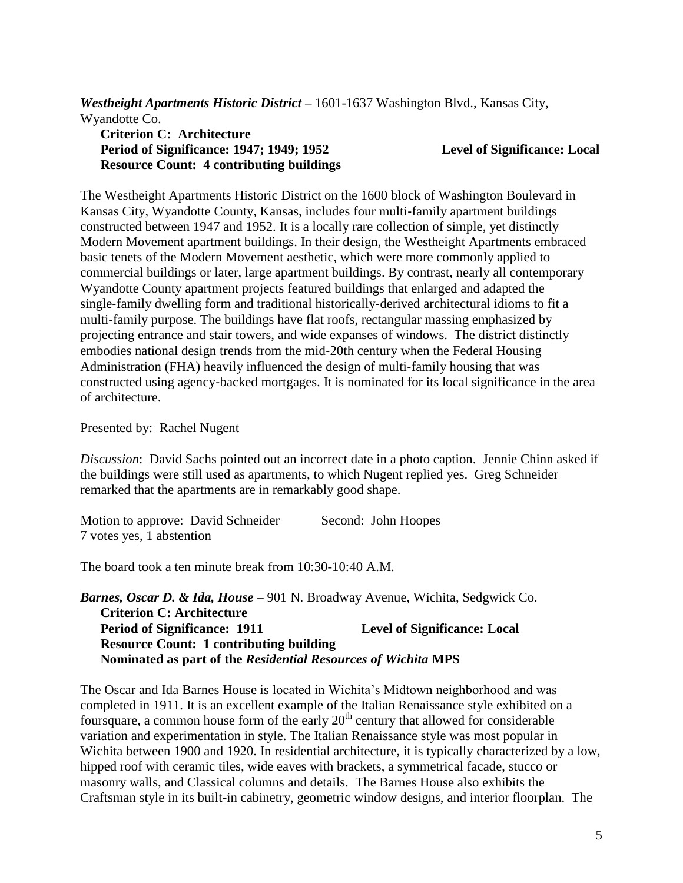***Westheight Apartments Historic District*** – 1601-1637 Washington Blvd., Kansas City, Wyandotte Co.

**Criterion C: Architecture**
**Period of Significance: 1947; 1949; 1952** **Level of Significance: Local**
**Resource Count: 4 contributing buildings**

The Westheight Apartments Historic District on the 1600 block of Washington Boulevard in Kansas City, Wyandotte County, Kansas, includes four multi-family apartment buildings constructed between 1947 and 1952. It is a locally rare collection of simple, yet distinctly Modern Movement apartment buildings. In their design, the Westheight Apartments embraced basic tenets of the Modern Movement aesthetic, which were more commonly applied to commercial buildings or later, large apartment buildings. By contrast, nearly all contemporary Wyandotte County apartment projects featured buildings that enlarged and adapted the single-family dwelling form and traditional historically-derived architectural idioms to fit a multi-family purpose. The buildings have flat roofs, rectangular massing emphasized by projecting entrance and stair towers, and wide expanses of windows. The district distinctly embodies national design trends from the mid-20th century when the Federal Housing Administration (FHA) heavily influenced the design of multi-family housing that was constructed using agency-backed mortgages. It is nominated for its local significance in the area of architecture.

Presented by: Rachel Nugent

*Discussion*: David Sachs pointed out an incorrect date in a photo caption. Jennie Chinn asked if the buildings were still used as apartments, to which Nugent replied yes. Greg Schneider remarked that the apartments are in remarkably good shape.

Motion to approve: David Schneider Second: John Hoopes
7 votes yes, 1 abstention

The board took a ten minute break from 10:30-10:40 A.M.

***Barnes, Oscar D. & Ida, House*** – 901 N. Broadway Avenue, Wichita, Sedgwick Co.

**Criterion C: Architecture**
**Period of Significance: 1911** **Level of Significance: Local**
**Resource Count: 1 contributing building**
**Nominated as part of the *Residential Resources of Wichita* MPS**

The Oscar and Ida Barnes House is located in Wichita's Midtown neighborhood and was completed in 1911. It is an excellent example of the Italian Renaissance style exhibited on a foursquare, a common house form of the early 20th century that allowed for considerable variation and experimentation in style. The Italian Renaissance style was most popular in Wichita between 1900 and 1920. In residential architecture, it is typically characterized by a low, hipped roof with ceramic tiles, wide eaves with brackets, a symmetrical facade, stucco or masonry walls, and Classical columns and details. The Barnes House also exhibits the Craftsman style in its built-in cabinetry, geometric window designs, and interior floorplan. The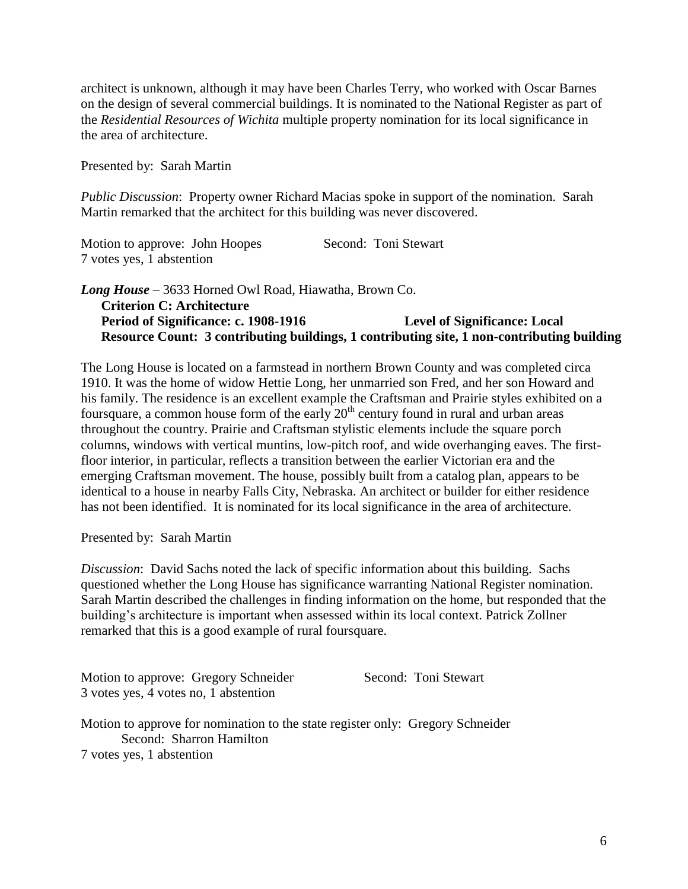architect is unknown, although it may have been Charles Terry, who worked with Oscar Barnes on the design of several commercial buildings. It is nominated to the National Register as part of the *Residential Resources of Wichita* multiple property nomination for its local significance in the area of architecture.

Presented by: Sarah Martin

*Public Discussion*: Property owner Richard Macias spoke in support of the nomination. Sarah Martin remarked that the architect for this building was never discovered.

Motion to approve: John Hoopes  Second: Toni Stewart
7 votes yes, 1 abstention

***Long House*** – 3633 Horned Owl Road, Hiawatha, Brown Co.
**Criterion C: Architecture**
**Period of Significance: c. 1908-1916  Level of Significance: Local**
**Resource Count: 3 contributing buildings, 1 contributing site, 1 non-contributing building**

The Long House is located on a farmstead in northern Brown County and was completed circa 1910. It was the home of widow Hettie Long, her unmarried son Fred, and her son Howard and his family. The residence is an excellent example the Craftsman and Prairie styles exhibited on a foursquare, a common house form of the early 20th century found in rural and urban areas throughout the country. Prairie and Craftsman stylistic elements include the square porch columns, windows with vertical muntins, low-pitch roof, and wide overhanging eaves. The first-floor interior, in particular, reflects a transition between the earlier Victorian era and the emerging Craftsman movement. The house, possibly built from a catalog plan, appears to be identical to a house in nearby Falls City, Nebraska. An architect or builder for either residence has not been identified. It is nominated for its local significance in the area of architecture.

Presented by: Sarah Martin

*Discussion*: David Sachs noted the lack of specific information about this building. Sachs questioned whether the Long House has significance warranting National Register nomination. Sarah Martin described the challenges in finding information on the home, but responded that the building's architecture is important when assessed within its local context. Patrick Zollner remarked that this is a good example of rural foursquare.

Motion to approve: Gregory Schneider  Second: Toni Stewart
3 votes yes, 4 votes no, 1 abstention

Motion to approve for nomination to the state register only: Gregory Schneider
Second: Sharron Hamilton
7 votes yes, 1 abstention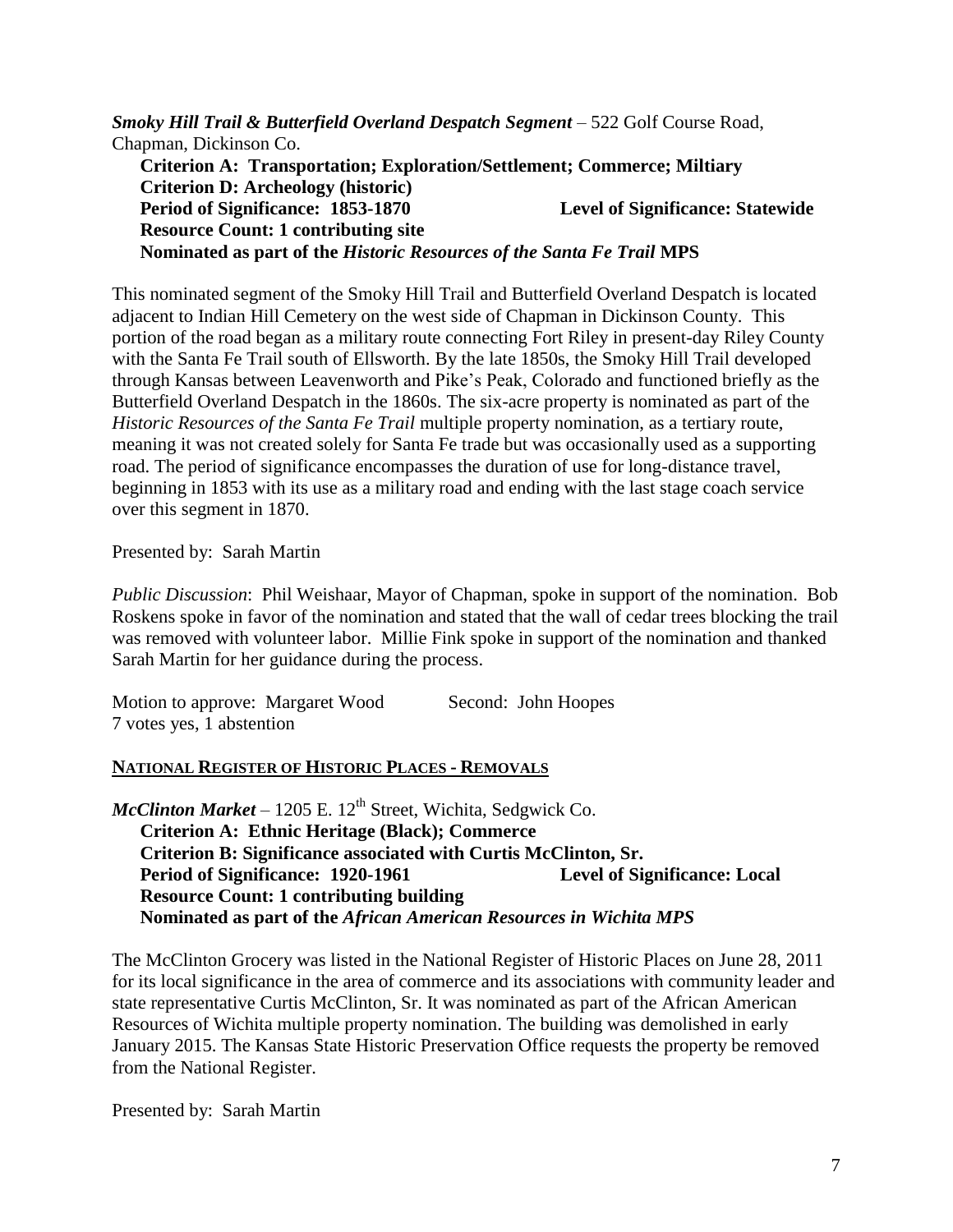***Smoky Hill Trail & Butterfield Overland Despatch Segment*** – 522 Golf Course Road, Chapman, Dickinson Co.

**Criterion A: Transportation; Exploration/Settlement; Commerce; Miltiary**
**Criterion D: Archeology (historic)**
**Period of Significance: 1853-1870** **Level of Significance: Statewide**
**Resource Count: 1 contributing site**
**Nominated as part of the *Historic Resources of the Santa Fe Trail* MPS**

This nominated segment of the Smoky Hill Trail and Butterfield Overland Despatch is located adjacent to Indian Hill Cemetery on the west side of Chapman in Dickinson County. This portion of the road began as a military route connecting Fort Riley in present-day Riley County with the Santa Fe Trail south of Ellsworth. By the late 1850s, the Smoky Hill Trail developed through Kansas between Leavenworth and Pike's Peak, Colorado and functioned briefly as the Butterfield Overland Despatch in the 1860s. The six-acre property is nominated as part of the *Historic Resources of the Santa Fe Trail* multiple property nomination, as a tertiary route, meaning it was not created solely for Santa Fe trade but was occasionally used as a supporting road. The period of significance encompasses the duration of use for long-distance travel, beginning in 1853 with its use as a military road and ending with the last stage coach service over this segment in 1870.

Presented by: Sarah Martin

*Public Discussion*: Phil Weishaar, Mayor of Chapman, spoke in support of the nomination. Bob Roskens spoke in favor of the nomination and stated that the wall of cedar trees blocking the trail was removed with volunteer labor. Millie Fink spoke in support of the nomination and thanked Sarah Martin for her guidance during the process.

Motion to approve: Margaret Wood Second: John Hoopes
7 votes yes, 1 abstention

## NATIONAL REGISTER OF HISTORIC PLACES - REMOVALS

***McClinton Market*** – 1205 E. 12th Street, Wichita, Sedgwick Co.

**Criterion A: Ethnic Heritage (Black); Commerce**
**Criterion B: Significance associated with Curtis McClinton, Sr.**
**Period of Significance: 1920-1961** **Level of Significance: Local**
**Resource Count: 1 contributing building**
**Nominated as part of the *African American Resources in Wichita MPS***

The McClinton Grocery was listed in the National Register of Historic Places on June 28, 2011 for its local significance in the area of commerce and its associations with community leader and state representative Curtis McClinton, Sr. It was nominated as part of the African American Resources of Wichita multiple property nomination. The building was demolished in early January 2015. The Kansas State Historic Preservation Office requests the property be removed from the National Register.

Presented by: Sarah Martin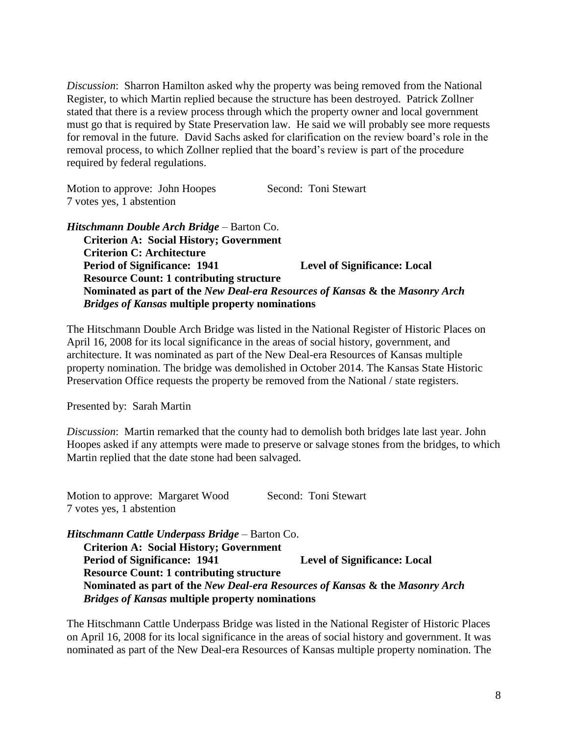*Discussion*: Sharron Hamilton asked why the property was being removed from the National Register, to which Martin replied because the structure has been destroyed. Patrick Zollner stated that there is a review process through which the property owner and local government must go that is required by State Preservation law. He said we will probably see more requests for removal in the future. David Sachs asked for clarification on the review board's role in the removal process, to which Zollner replied that the board's review is part of the procedure required by federal regulations.

Motion to approve: John Hoopes Second: Toni Stewart
7 votes yes, 1 abstention

***Hitschmann Double Arch Bridge*** – Barton Co.

**Criterion A: Social History; Government**
**Criterion C: Architecture**
**Period of Significance: 1941** **Level of Significance: Local**
**Resource Count: 1 contributing structure**
**Nominated as part of the *New Deal-era Resources of Kansas* & the *Masonry Arch Bridges of Kansas* multiple property nominations**

The Hitschmann Double Arch Bridge was listed in the National Register of Historic Places on April 16, 2008 for its local significance in the areas of social history, government, and architecture. It was nominated as part of the New Deal-era Resources of Kansas multiple property nomination. The bridge was demolished in October 2014. The Kansas State Historic Preservation Office requests the property be removed from the National / state registers.

Presented by: Sarah Martin

*Discussion*: Martin remarked that the county had to demolish both bridges late last year. John Hoopes asked if any attempts were made to preserve or salvage stones from the bridges, to which Martin replied that the date stone had been salvaged.

Motion to approve: Margaret Wood Second: Toni Stewart
7 votes yes, 1 abstention

***Hitschmann Cattle Underpass Bridge*** – Barton Co.

**Criterion A: Social History; Government**
**Period of Significance: 1941** **Level of Significance: Local**
**Resource Count: 1 contributing structure**
**Nominated as part of the *New Deal-era Resources of Kansas* & the *Masonry Arch Bridges of Kansas* multiple property nominations**

The Hitschmann Cattle Underpass Bridge was listed in the National Register of Historic Places on April 16, 2008 for its local significance in the areas of social history and government. It was nominated as part of the New Deal-era Resources of Kansas multiple property nomination. The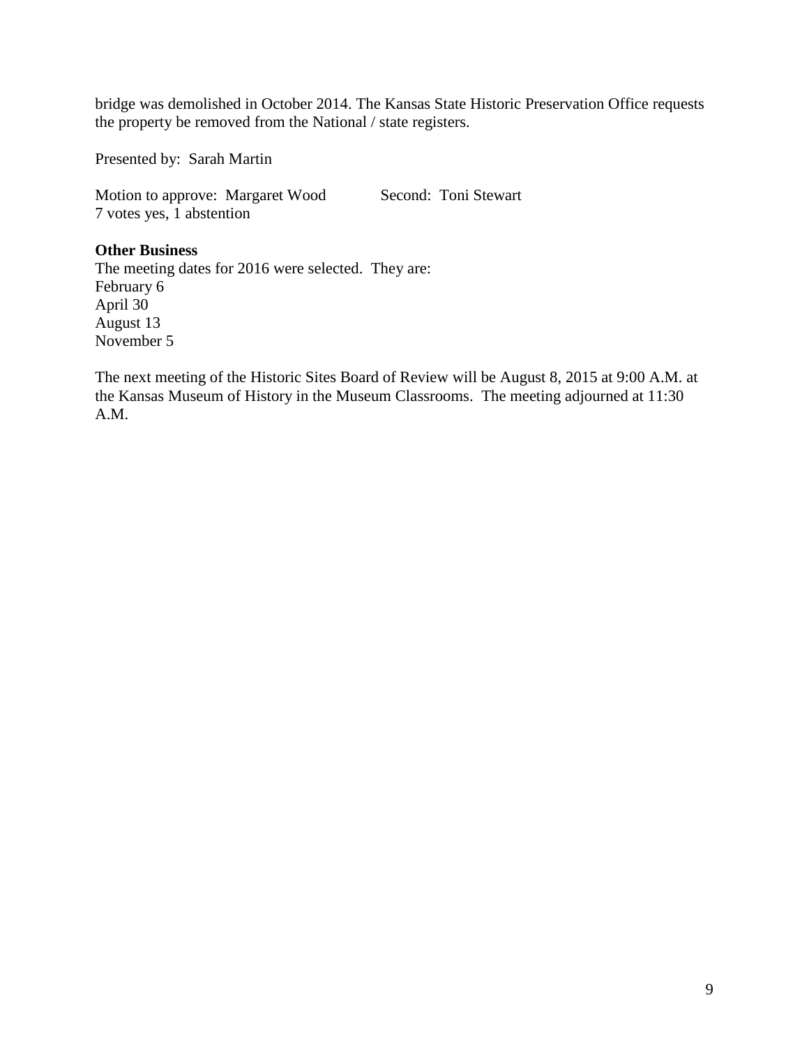bridge was demolished in October 2014. The Kansas State Historic Preservation Office requests the property be removed from the National / state registers.

Presented by: Sarah Martin

Motion to approve: Margaret Wood Second: Toni Stewart
7 votes yes, 1 abstention

**Other Business**
The meeting dates for 2016 were selected. They are:
February 6
April 30
August 13
November 5

The next meeting of the Historic Sites Board of Review will be August 8, 2015 at 9:00 A.M. at the Kansas Museum of History in the Museum Classrooms. The meeting adjourned at 11:30 A.M.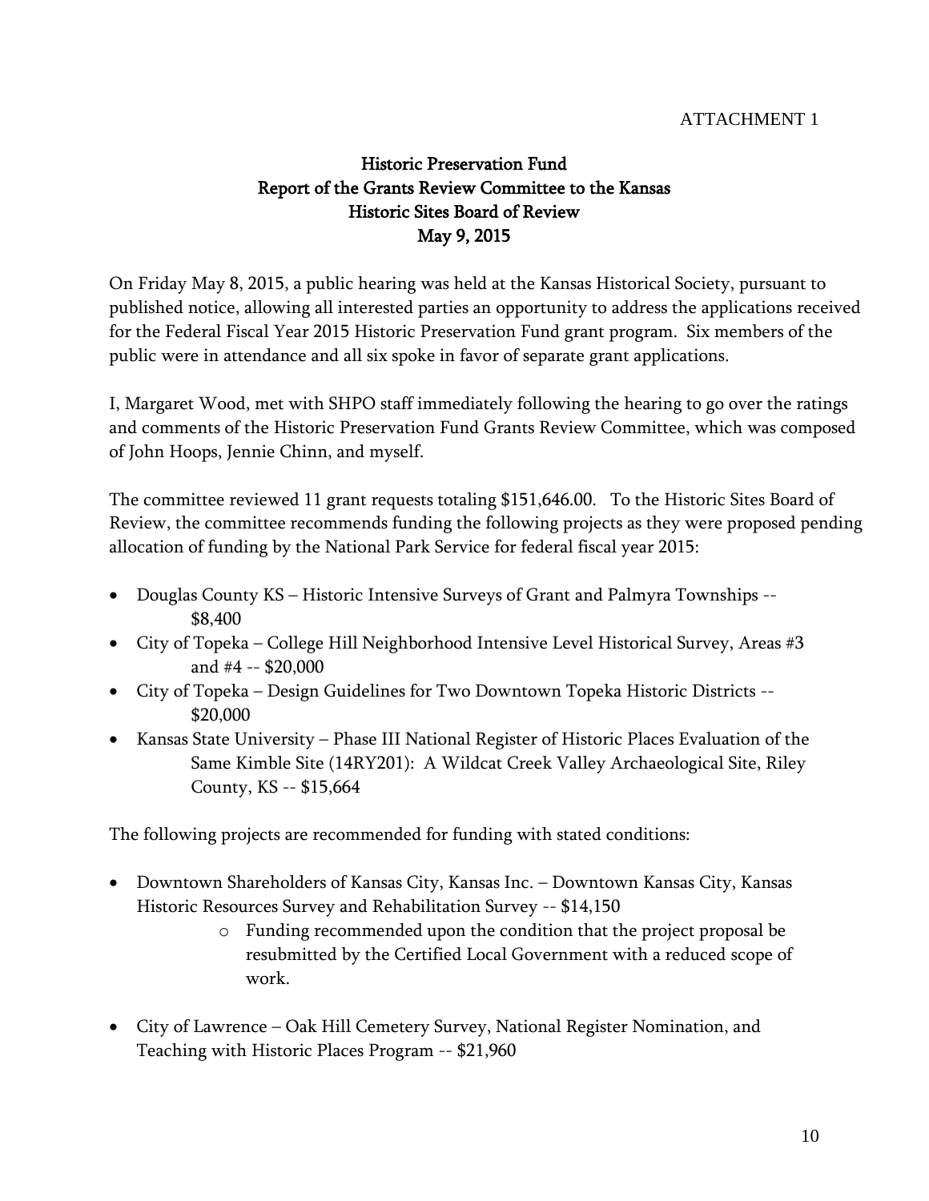ATTACHMENT 1

# Historic Preservation Fund
# Report of the Grants Review Committee to the Kansas Historic Sites Board of Review
# May 9, 2015

On Friday May 8, 2015, a public hearing was held at the Kansas Historical Society, pursuant to published notice, allowing all interested parties an opportunity to address the applications received for the Federal Fiscal Year 2015 Historic Preservation Fund grant program. Six members of the public were in attendance and all six spoke in favor of separate grant applications.

I, Margaret Wood, met with SHPO staff immediately following the hearing to go over the ratings and comments of the Historic Preservation Fund Grants Review Committee, which was composed of John Hoops, Jennie Chinn, and myself.

The committee reviewed 11 grant requests totaling $151,646.00. To the Historic Sites Board of Review, the committee recommends funding the following projects as they were proposed pending allocation of funding by the National Park Service for federal fiscal year 2015:

- Douglas County KS – Historic Intensive Surveys of Grant and Palmyra Townships -- $8,400
- City of Topeka – College Hill Neighborhood Intensive Level Historical Survey, Areas #3 and #4 -- $20,000
- City of Topeka – Design Guidelines for Two Downtown Topeka Historic Districts -- $20,000
- Kansas State University – Phase III National Register of Historic Places Evaluation of the Same Kimble Site (14RY201): A Wildcat Creek Valley Archaeological Site, Riley County, KS -- $15,664

The following projects are recommended for funding with stated conditions:

- Downtown Shareholders of Kansas City, Kansas Inc. – Downtown Kansas City, Kansas Historic Resources Survey and Rehabilitation Survey -- $14,150
    - Funding recommended upon the condition that the project proposal be resubmitted by the Certified Local Government with a reduced scope of work.

- City of Lawrence – Oak Hill Cemetery Survey, National Register Nomination, and Teaching with Historic Places Program -- $21,960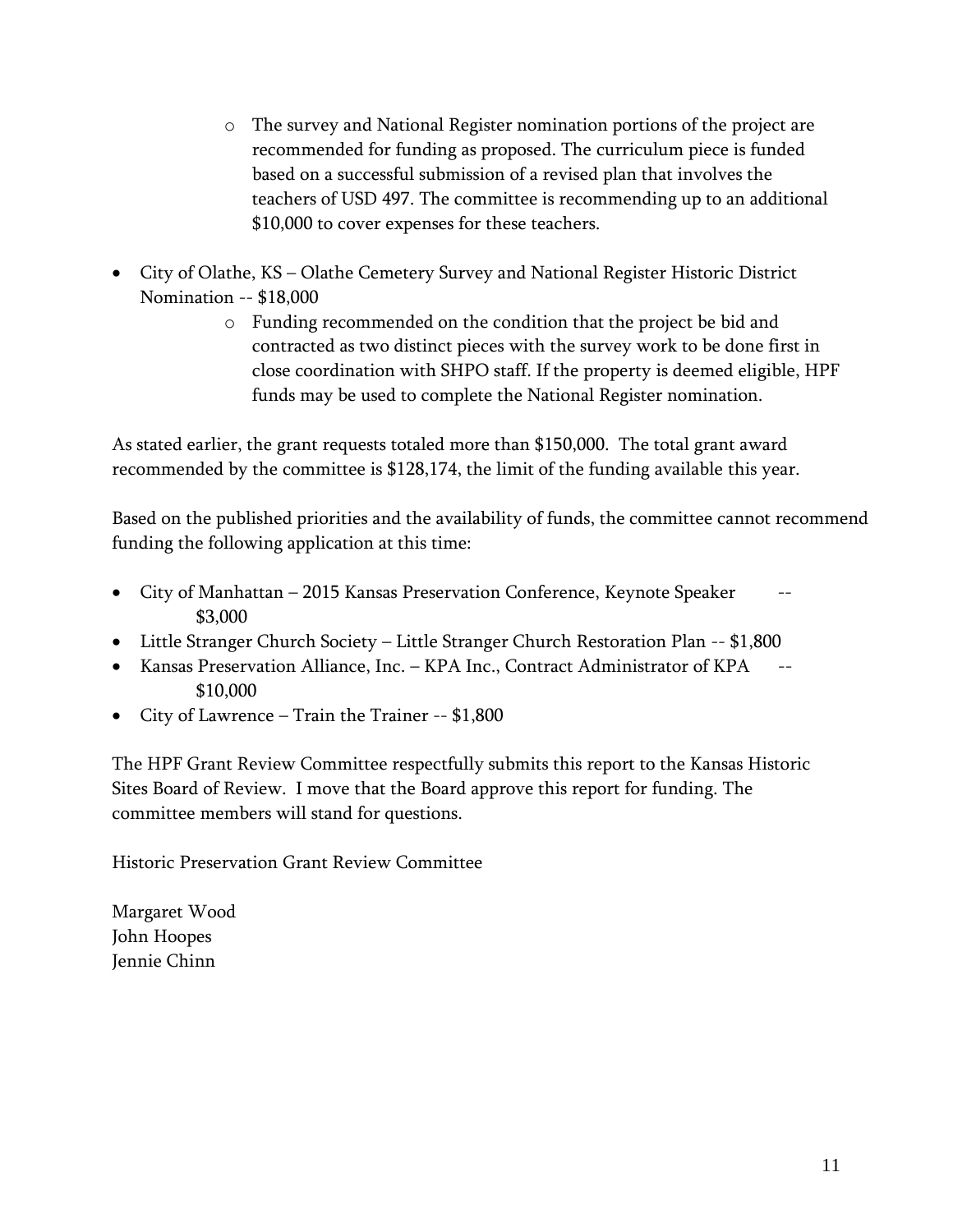- The survey and National Register nomination portions of the project are recommended for funding as proposed. The curriculum piece is funded based on a successful submission of a revised plan that involves the teachers of USD 497. The committee is recommending up to an additional $10,000 to cover expenses for these teachers.

- City of Olathe, KS – Olathe Cemetery Survey and National Register Historic District Nomination -- $18,000
  - Funding recommended on the condition that the project be bid and contracted as two distinct pieces with the survey work to be done first in close coordination with SHPO staff. If the property is deemed eligible, HPF funds may be used to complete the National Register nomination.

As stated earlier, the grant requests totaled more than $150,000. The total grant award recommended by the committee is $128,174, the limit of the funding available this year.

Based on the published priorities and the availability of funds, the committee cannot recommend funding the following application at this time:

- City of Manhattan – 2015 Kansas Preservation Conference, Keynote Speaker -- $3,000
- Little Stranger Church Society – Little Stranger Church Restoration Plan -- $1,800
- Kansas Preservation Alliance, Inc. – KPA Inc., Contract Administrator of KPA -- $10,000
- City of Lawrence – Train the Trainer -- $1,800

The HPF Grant Review Committee respectfully submits this report to the Kansas Historic Sites Board of Review. I move that the Board approve this report for funding. The committee members will stand for questions.

Historic Preservation Grant Review Committee

Margaret Wood
John Hoopes
Jennie Chinn